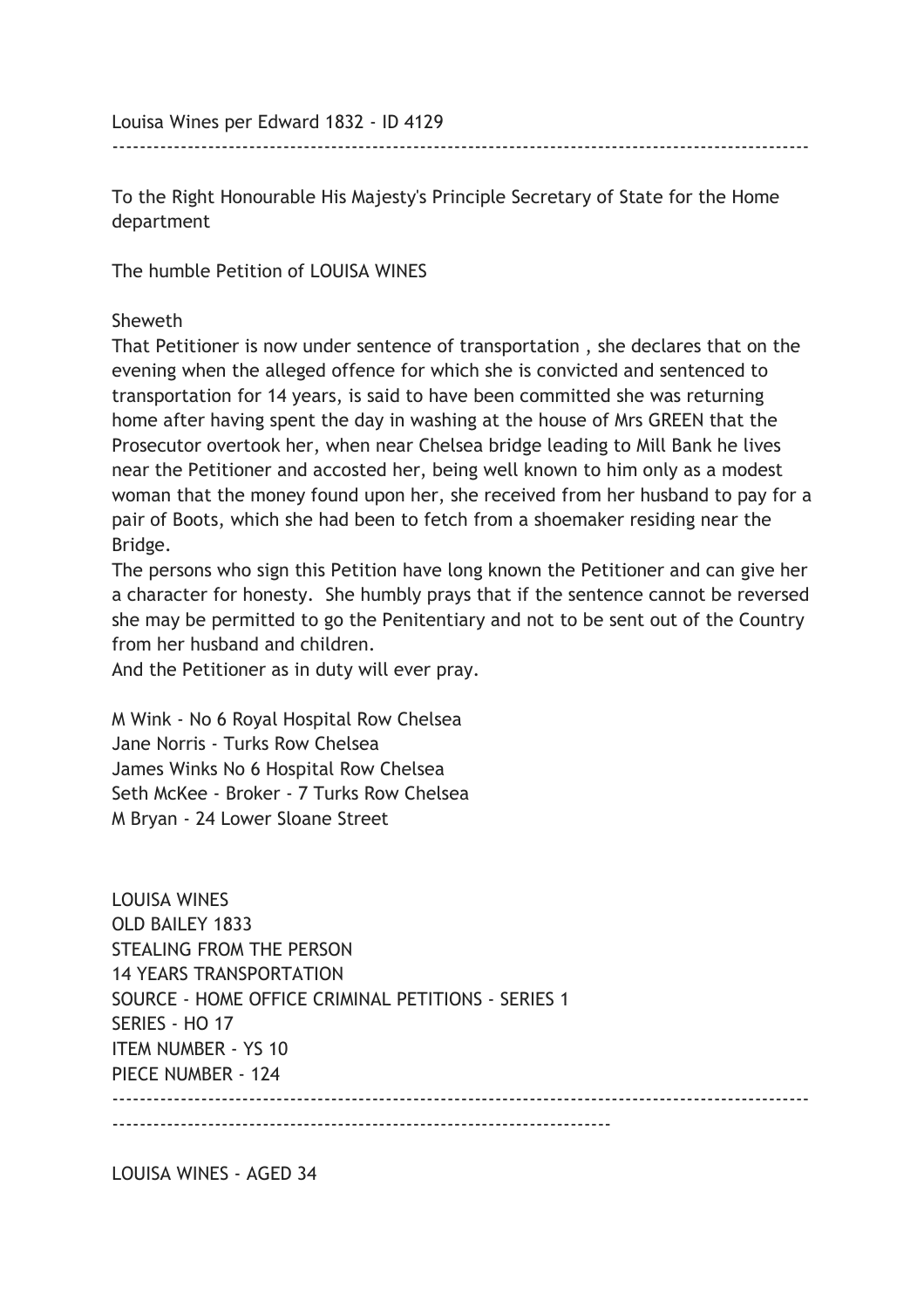Louisa Wines per Edward 1832 - ID 4129

---

To the Right Honourable His Majesty's Principle Secretary of State for the Home department

The humble Petition of LOUISA WINES

Sheweth

That Petitioner is now under sentence of transportation , she declares that on the evening when the alleged offence for which she is convicted and sentenced to transportation for 14 years, is said to have been committed she was returning home after having spent the day in washing at the house of Mrs GREEN that the Prosecutor overtook her, when near Chelsea bridge leading to Mill Bank he lives near the Petitioner and accosted her, being well known to him only as a modest woman that the money found upon her, she received from her husband to pay for a pair of Boots, which she had been to fetch from a shoemaker residing near the Bridge.

The persons who sign this Petition have long known the Petitioner and can give her a character for honesty. She humbly prays that if the sentence cannot be reversed she may be permitted to go the Penitentiary and not to be sent out of the Country from her husband and children.

And the Petitioner as in duty will ever pray.

M Wink - No 6 Royal Hospital Row Chelsea
Jane Norris - Turks Row Chelsea
James Winks No 6 Hospital Row Chelsea
Seth McKee - Broker - 7 Turks Row Chelsea
M Bryan - 24 Lower Sloane Street

LOUISA WINES
OLD BAILEY 1833
STEALING FROM THE PERSON
14 YEARS TRANSPORTATION
SOURCE - HOME OFFICE CRIMINAL PETITIONS - SERIES 1
SERIES - HO 17
ITEM NUMBER - YS 10
PIECE NUMBER - 124

---

LOUISA WINES - AGED 34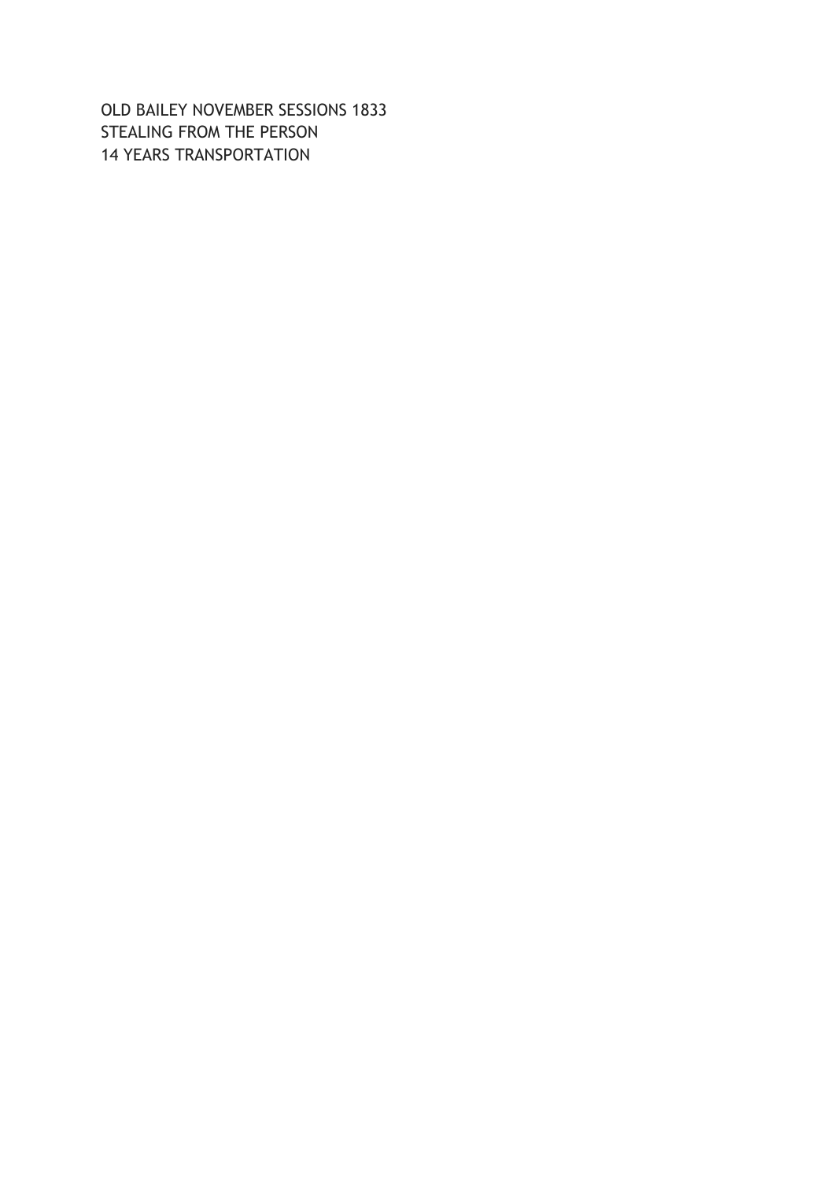OLD BAILEY NOVEMBER SESSIONS 1833
STEALING FROM THE PERSON
14 YEARS TRANSPORTATION